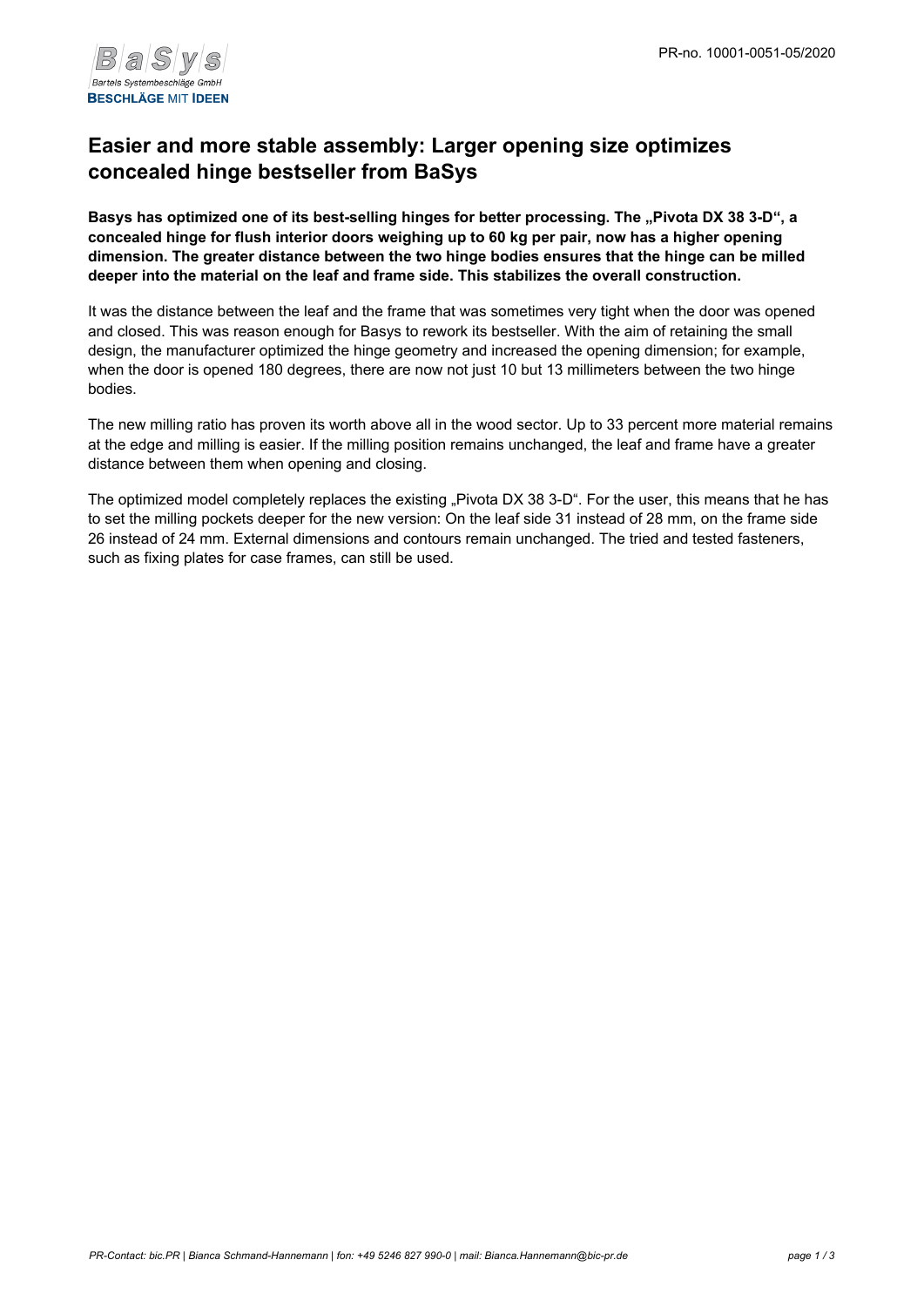# Easier and more stable assembly: Larger opening size optimizes concealed hinge bestseller from BaSys

**Basys has optimized one of its best-selling hinges for better processing. The „Pivota DX 38 3-D“, a concealed hinge for flush interior doors weighing up to 60 kg per pair, now has a higher opening dimension. The greater distance between the two hinge bodies ensures that the hinge can be milled deeper into the material on the leaf and frame side. This stabilizes the overall construction.**

It was the distance between the leaf and the frame that was sometimes very tight when the door was opened and closed. This was reason enough for Basys to rework its bestseller. With the aim of retaining the small design, the manufacturer optimized the hinge geometry and increased the opening dimension; for example, when the door is opened 180 degrees, there are now not just 10 but 13 millimeters between the two hinge bodies.

The new milling ratio has proven its worth above all in the wood sector. Up to 33 percent more material remains at the edge and milling is easier. If the milling position remains unchanged, the leaf and frame have a greater distance between them when opening and closing.

The optimized model completely replaces the existing „Pivota DX 38 3-D“. For the user, this means that he has to set the milling pockets deeper for the new version: On the leaf side 31 instead of 28 mm, on the frame side 26 instead of 24 mm. External dimensions and contours remain unchanged. The tried and tested fasteners, such as fixing plates for case frames, can still be used.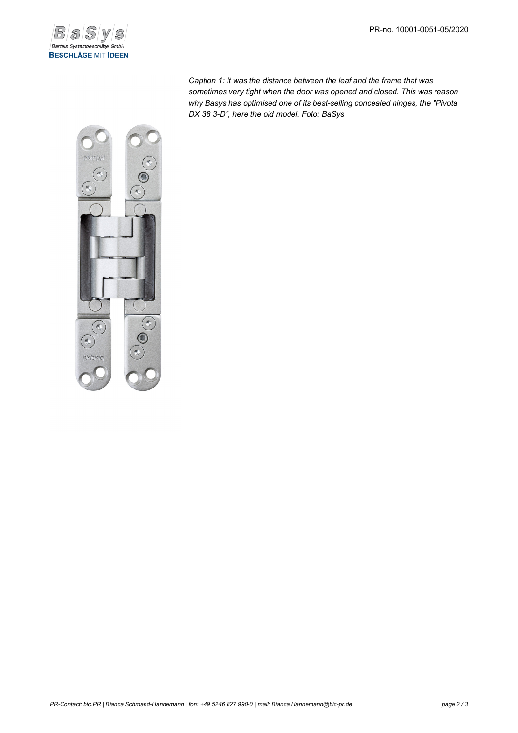*Caption 1: It was the distance between the leaf and the frame that was sometimes very tight when the door was opened and closed. This was reason why Basys has optimised one of its best-selling concealed hinges, the "Pivota DX 38 3-D", here the old model. Foto: BaSys*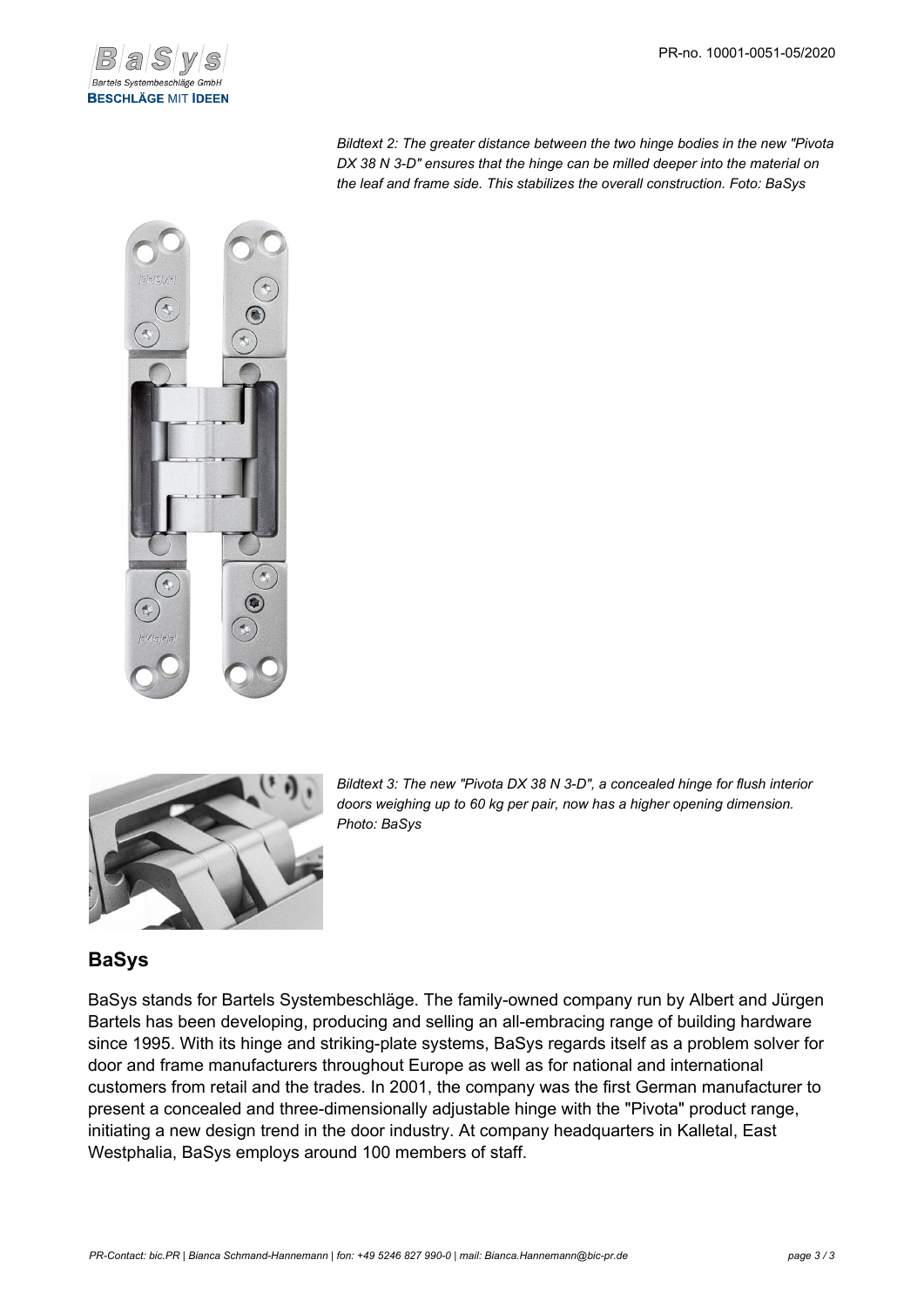*Bildtext 2: The greater distance between the two hinge bodies in the new "Pivota DX 38 N 3-D" ensures that the hinge can be milled deeper into the material on the leaf and frame side. This stabilizes the overall construction. Foto: BaSys*

*Bildtext 3: The new "Pivota DX 38 N 3-D", a concealed hinge for flush interior doors weighing up to 60 kg per pair, now has a higher opening dimension. Photo: BaSys*

## BaSys

BaSys stands for Bartels Systembeschläge. The family-owned company run by Albert and Jürgen Bartels has been developing, producing and selling an all-embracing range of building hardware since 1995. With its hinge and striking-plate systems, BaSys regards itself as a problem solver for door and frame manufacturers throughout Europe as well as for national and international customers from retail and the trades. In 2001, the company was the first German manufacturer to present a concealed and three-dimensionally adjustable hinge with the "Pivota" product range, initiating a new design trend in the door industry. At company headquarters in Kalletal, East Westphalia, BaSys employs around 100 members of staff.

*PR-Contact: bic.PR | Bianca Schmand-Hannemann | fon: +49 5246 827 990-0 | mail: Bianca.Hannemann@bic-pr.de*